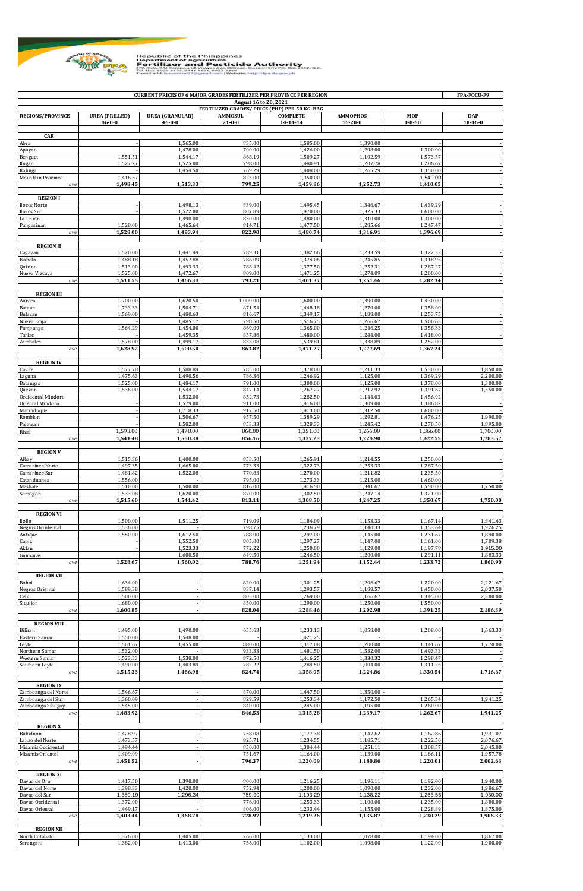Republic of the Philippines
Department of Agriculture
**Fertilizer and Pesticide Authority**
FPA Bldg. BAI Compound, Visayas Ave. Diliman, Quezon City P.O. Box 2582, Q.C.
Tel. Nos. 8920-8573, 8441-1601, 8922-3368
E-mail add: fpacentral77@gmail.com | Website: http://fpa.da.gov.ph

| CURRENT PRICES OF 6 MAJOR GRADES FERTILIZER PER PROVINCE PER REGION | | | | | | | FPA-FOCU-F9 |
|---|---|---|---|---|---|---|---|
| August 16 to 20, 2021 | | | | | | | |
| FERTILIZER GRADES/ PRICE (PHP) PER 50 KG. BAG | | | | | | | |
| REGIONS/PROVINCE | UREA (PRILLED) | UREA (GRANULAR) | AMMOSUL | COMPLETE | AMMOPHOS | MOP | DAP |
| | 46-0-0 | 46-0-0 | 21-0-0 | 14-14-14 | 16-20-0 | 0-0-60 | 18-46-0 |
| **CAR** | | | | | | | |
| Abra | - | 1,565.00 | 835.00 | 1,585.00 | 1,390.00 | - | - |
| Apayao | - | 1,478.00 | 700.00 | 1,426.00 | 1,298.00 | 1,300.00 | - |
| Benguet | 1,551.51 | 1,544.17 | 868.19 | 1,509.27 | 1,102.59 | 1,573.57 | - |
| Ifugao | 1,527.27 | 1,525.00 | 798.00 | 1,480.91 | 1,207.78 | 1,286.67 | - |
| Kalinga | - | 1,454.50 | 769.29 | 1,408.00 | 1,265.29 | 1,350.00 | - |
| Mountain Province | 1,416.57 | - | 825.00 | 1,350.00 | - | 1,540.00 | - |
| *ave* | **1,498.45** | **1,513.33** | **799.25** | **1,459.86** | **1,252.73** | **1,410.05** | **-** |
| **REGION I** | | | | | | | |
| Ilocos Norte | - | 1,498.13 | 839.00 | 1,495.45 | 1,346.67 | 1,439.29 | - |
| Ilocos Sur | - | 1,522.00 | 807.89 | 1,470.00 | 1,325.33 | 1,600.00 | - |
| La Union | - | 1,490.00 | 830.00 | 1,480.00 | 1,310.00 | 1,300.00 | - |
| Pangasinan | 1,528.00 | 1,465.64 | 814.71 | 1,477.50 | 1,285.66 | 1,247.47 | - |
| *ave* | **1,528.00** | **1,493.94** | **822.90** | **1,480.74** | **1,316.91** | **1,396.69** | **-** |
| **REGION II** | | | | | | | |
| Cagayan | 1,520.00 | 1,441.49 | 789.31 | 1,382.66 | 1,233.59 | 1,322.33 | - |
| Isabela | 1,488.18 | 1,457.88 | 786.09 | 1,374.06 | 1,245.85 | 1,318.95 | - |
| Quirino | 1,513.00 | 1,493.33 | 788.42 | 1,377.50 | 1,252.31 | 1,287.27 | - |
| Nueva Vizcaya | 1,525.00 | 1,472.67 | 809.00 | 1,471.25 | 1,274.09 | 1,200.00 | - |
| *ave* | **1,511.55** | **1,466.34** | **793.21** | **1,401.37** | **1,251.46** | **1,282.14** | **-** |
| **REGION III** | | | | | | | |
| Aurora | 1,700.00 | 1,620.50 | 1,000.00 | 1,600.00 | 1,390.00 | 1,430.00 | - |
| Bataan | 1,733.33 | 1,504.71 | 871.54 | 1,448.18 | 1,270.00 | 1,358.00 | - |
| Bulacan | 1,569.00 | 1,480.63 | 816.67 | 1,349.17 | 1,188.00 | 1,253.75 | - |
| Nueva Ecija | - | 1,485.17 | 798.50 | 1,516.75 | 1,266.67 | 1,500.63 | - |
| Pampanga | 1,564.29 | 1,454.00 | 869.09 | 1,365.00 | 1,246.25 | 1,358.33 | - |
| Tarlac | - | 1,459.35 | 857.86 | 1,480.00 | 1,244.00 | 1,418.00 | - |
| Zambales | 1,578.00 | 1,499.17 | 833.08 | 1,539.81 | 1,338.89 | 1,252.00 | - |
| *ave* | **1,628.92** | **1,500.50** | **863.82** | **1,471.27** | **1,277.69** | **1,367.24** | **-** |
| **REGION IV** | | | | | | | |
| Cavite | 1,577.78 | 1,588.89 | 785.00 | 1,378.00 | 1,211.33 | 1,530.00 | 1,850.00 |
| Laguna | 1,475.63 | 1,490.56 | 786.36 | 1,246.92 | 1,125.00 | 1,369.29 | 2,200.00 |
| Batangas | 1,525.00 | 1,484.17 | 791.00 | 1,300.00 | 1,125.00 | 1,378.00 | 1,300.00 |
| Quezon | 1,536.00 | 1,544.17 | 847.14 | 1,267.27 | 1,217.92 | 1,391.67 | 1,550.00 |
| Occidental Mindoro | - | 1,532.00 | 852.73 | 1,282.50 | 1,144.03 | 1,456.92 | - |
| Oriental Mindoro | - | 1,579.00 | 911.00 | 1,416.00 | 1,309.00 | 1,386.82 | - |
| Marinduque | - | 1,718.33 | 917.50 | 1,413.00 | 1,312.50 | 1,600.00 | - |
| Romblon | - | 1,506.67 | 957.50 | 1,389.29 | 1,292.81 | 1,476.25 | 1,990.00 |
| Palawan | - | 1,582.00 | 853.33 | 1,328.33 | 1,245.42 | 1,270.50 | 1,895.00 |
| Rizal | 1,593.00 | 1,478.00 | 860.00 | 1,351.00 | 1,266.00 | 1,366.00 | 1,700.00 |
| *ave* | **1,541.48** | **1,550.38** | **856.16** | **1,337.23** | **1,224.90** | **1,422.55** | **1,783.57** |
| **REGION V** | | | | | | | |
| Albay | 1,515.36 | 1,400.00 | 853.50 | 1,265.91 | 1,214.55 | 1,250.00 | - |
| Camarines Norte | 1,497.35 | 1,665.00 | 773.33 | 1,322.73 | 1,253.33 | 1,287.50 | - |
| Camarines Sur | 1,481.82 | 1,522.08 | 770.83 | 1,270.00 | 1,211.82 | 1,235.50 | - |
| Catanduanes | 1,556.00 | - | 795.00 | 1,273.33 | 1,215.00 | 1,460.00 | - |
| Masbate | 1,510.00 | 1,500.00 | 816.00 | 1,416.50 | 1,341.67 | 1,550.00 | 1,750.00 |
| Sorsogon | 1,533.08 | 1,620.00 | 870.00 | 1,302.50 | 1,247.14 | 1,321.00 | - |
| *ave* | **1,515.60** | **1,541.42** | **813.11** | **1,308.50** | **1,247.25** | **1,350.67** | **1,750.00** |
| **REGION VI** | | | | | | | |
| Iloilo | 1,500.00 | 1,511.25 | 719.09 | 1,184.09 | 1,153.33 | 1,167.14 | 1,841.43 |
| Negros Occidental | 1,536.00 | - | 798.75 | 1,236.79 | 1,140.33 | 1,353.64 | 1,926.25 |
| Antique | 1,550.00 | 1,612.50 | 788.00 | 1,297.00 | 1,145.00 | 1,231.67 | 1,890.00 |
| Capiz | - | 1,552.50 | 805.00 | 1,297.27 | 1,147.00 | 1,161.00 | 1,709.38 |
| Aklan | - | 1,523.33 | 772.22 | 1,250.00 | 1,129.00 | 1,197.78 | 1,915.00 |
| Guimaras | - | 1,600.50 | 849.50 | 1,246.50 | 1,200.00 | 1,291.11 | 1,883.33 |
| *ave* | **1,528.67** | **1,560.02** | **788.76** | **1,251.94** | **1,152.44** | **1,233.72** | **1,860.90** |
| **REGION VII** | | | | | | | |
| Bohol | 1,634.00 | - | 820.00 | 1,301.25 | 1,206.67 | 1,220.00 | 2,221.67 |
| Negros Oriental | 1,589.38 | - | 837.14 | 1,293.57 | 1,188.57 | 1,450.00 | 2,037.50 |
| Cebu | 1,500.00 | - | 805.00 | 1,269.00 | 1,166.67 | 1,345.00 | 2,300.00 |
| Siquijor | 1,680.00 | - | 850.00 | 1,290.00 | 1,250.00 | 1,550.00 | - |
| *ave* | **1,600.85** | **-** | **828.04** | **1,288.46** | **1,202.98** | **1,391.25** | **2,186.39** |
| **REGION VIII** | | | | | | | |
| Biliran | 1,495.00 | 1,490.00 | 655.63 | 1,233.13 | 1,058.00 | 1,208.00 | 1,663.33 |
| Eastern Samar | 1,550.00 | 1,548.00 | - | 1,421.25 | - | - | - |
| Leyte | 1,501.67 | 1,455.00 | 880.00 | 1,317.08 | 1,200.00 | 1,341.67 | 1,770.00 |
| Northern Samar | 1,532.00 | - | 933.33 | 1,481.50 | 1,532.00 | 1,493.33 | - |
| Western Samar | 1,523.33 | 1,538.00 | 872.50 | 1,416.25 | 1,330.32 | 1,298.47 | - |
| Southern Leyte | 1,490.00 | 1,403.89 | 782.22 | 1,284.50 | 1,004.00 | 1,311.25 | - |
| *ave* | **1,515.33** | **1,486.98** | **824.74** | **1,358.95** | **1,224.86** | **1,330.54** | **1,716.67** |
| **REGION IX** | | | | | | | |
| Zamboanga del Norte | 1,546.67 | - | 870.00 | 1,447.50 | 1,350.00 | - | - |
| Zamboanga del Sur | 1,360.09 | - | 829.59 | 1,253.34 | 1,172.50 | 1,265.34 | 1,941.25 |
| Zamboanga Sibugay | 1,545.00 | - | 840.00 | 1,245.00 | 1,195.00 | 1,260.00 | - |
| *ave* | **1,483.92** | **-** | **846.53** | **1,315.28** | **1,239.17** | **1,262.67** | **1,941.25** |
| **REGION X** | | | | | | | |
| Bukidnon | 1,428.97 | - | 758.08 | 1,177.38 | 1,147.62 | 1,162.86 | 1,931.07 |
| Lanao del Norte | 1,473.57 | - | 825.71 | 1,234.55 | 1,185.71 | 1,222.50 | 2,076.67 |
| Misamis Occidental | 1,494.44 | - | 850.00 | 1,304.44 | 1,251.11 | 1,308.57 | 2,045.00 |
| Misamis Oriental | 1,409.09 | - | 751.67 | 1,164.00 | 1,139.00 | 1,186.11 | 1,957.78 |
| *ave* | **1,451.52** | **-** | **796.37** | **1,220.09** | **1,180.86** | **1,220.01** | **2,002.63** |
| **REGION XI** | | | | | | | |
| Davao de Oro | 1,417.50 | 1,390.00 | 800.00 | 1,216.25 | 1,196.11 | 1,192.00 | 1,940.00 |
| Davao del Norte | 1,398.33 | 1,420.00 | 752.94 | 1,200.00 | 1,090.00 | 1,232.00 | 1,986.67 |
| Davao del Sur | 1,380.19 | 1,296.34 | 759.90 | 1,193.29 | 1,138.22 | 1,263.56 | 1,930.00 |
| Davao Occidental | 1,372.00 | - | 776.00 | 1,253.33 | 1,100.00 | 1,235.00 | 1,800.00 |
| Davao Oriental | 1,449.17 | - | 806.00 | 1,233.44 | 1,155.00 | 1,228.89 | 1,875.00 |
| *ave* | **1,403.44** | **1,368.78** | **778.97** | **1,219.26** | **1,135.87** | **1,230.29** | **1,906.33** |
| **REGION XII** | | | | | | | |
| North Cotabato | 1,376.00 | 1,405.00 | 766.00 | 1,133.00 | 1,078.00 | 1,194.00 | 1,867.00 |
| Sarangani | 1,382.00 | 1,413.00 | 756.00 | 1,102.00 | 1,098.00 | 1,122.00 | 1,900.00 |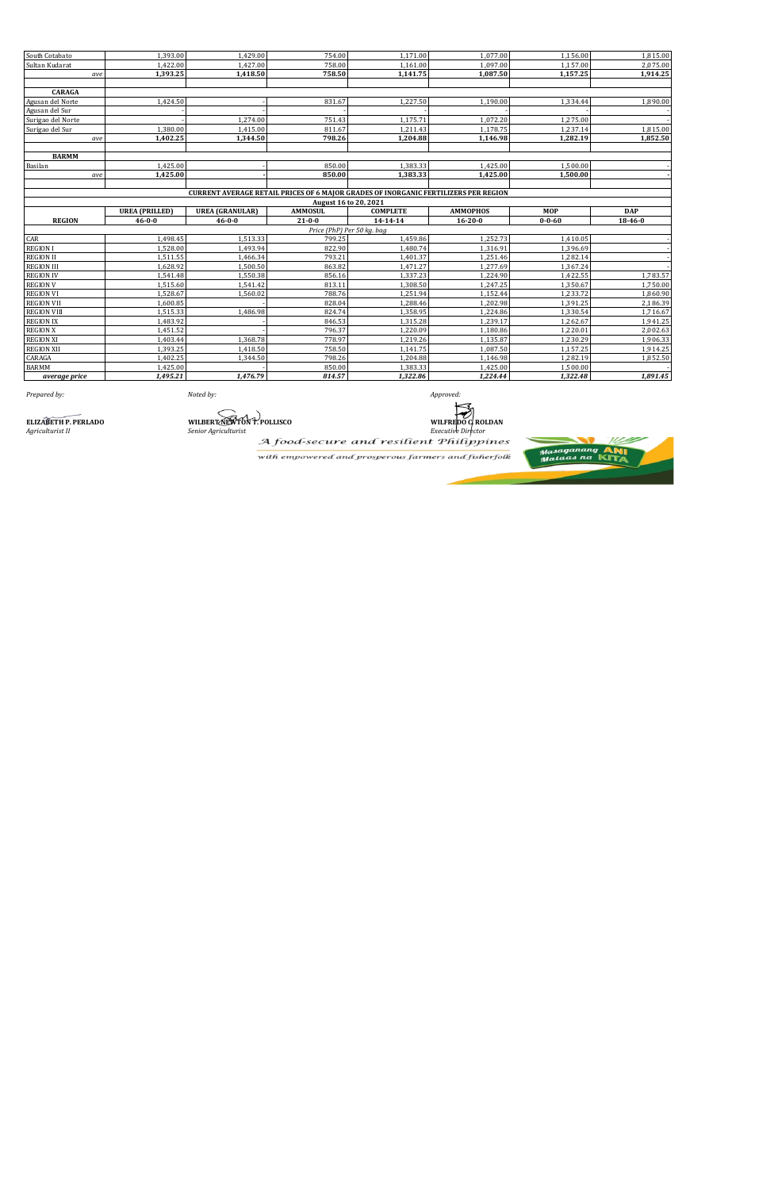| | | | | | | | |
|---|---|---|---|---|---|---|---|
| South Cotabato | 1,393.00 | 1,429.00 | 754.00 | 1,171.00 | 1,077.00 | 1,156.00 | 1,815.00 |
| Sultan Kudarat | 1,422.00 | 1,427.00 | 758.00 | 1,161.00 | 1,097.00 | 1,157.00 | 2,075.00 |
| *ave* | **1,393.25** | **1,418.50** | **758.50** | **1,141.75** | **1,087.50** | **1,157.25** | **1,914.25** |
| | | | | | | | |
| **CARAGA** | | | | | | | |
| Agusan del Norte | 1,424.50 | - | 831.67 | 1,227.50 | 1,190.00 | 1,334.44 | 1,890.00 |
| Agusan del Sur | - | - | - | - | - | - | - |
| Surigao del Norte | - | 1,274.00 | 751.43 | 1,175.71 | 1,072.20 | 1,275.00 | - |
| Surigao del Sur | 1,380.00 | 1,415.00 | 811.67 | 1,211.43 | 1,178.75 | 1,237.14 | 1,815.00 |
| *ave* | **1,402.25** | **1,344.50** | **798.26** | **1,204.88** | **1,146.98** | **1,282.19** | **1,852.50** |
| | | | | | | | |
| **BARMM** | | | | | | | |
| Basilan | 1,425.00 | - | 850.00 | 1,383.33 | 1,425.00 | 1,500.00 | - |
| *ave* | **1,425.00** | **-** | **850.00** | **1,383.33** | **1,425.00** | **1,500.00** | **-** |

**CURRENT AVERAGE RETAIL PRICES OF 6 MAJOR GRADES OF INORGANIC FERTILIZERS PER REGION**

**August 16 to 20, 2021**

| | UREA (PRILLED) | UREA (GRANULAR) | AMMOSUL | COMPLETE | AMMOPHOS | MOP | DAP |
|---|---|---|---|---|---|---|---|
| **REGION** | **46-0-0** | **46-0-0** | **21-0-0** | **14-14-14** | **16-20-0** | **0-0-60** | **18-46-0** |
| | | | *Price (PhP) Per 50 kg. bag* | | | | |
| CAR | 1,498.45 | 1,513.33 | 799.25 | 1,459.86 | 1,252.73 | 1,410.05 | - |
| REGION I | 1,528.00 | 1,493.94 | 822.90 | 1,480.74 | 1,316.91 | 1,396.69 | - |
| REGION II | 1,511.55 | 1,466.34 | 793.21 | 1,401.37 | 1,251.46 | 1,282.14 | - |
| REGION III | 1,628.92 | 1,500.50 | 863.82 | 1,471.27 | 1,277.69 | 1,367.24 | - |
| REGION IV | 1,541.48 | 1,550.38 | 856.16 | 1,337.23 | 1,224.90 | 1,422.55 | 1,783.57 |
| REGION V | 1,515.60 | 1,541.42 | 813.11 | 1,308.50 | 1,247.25 | 1,350.67 | 1,750.00 |
| REGION VI | 1,528.67 | 1,560.02 | 788.76 | 1,251.94 | 1,152.44 | 1,233.72 | 1,860.90 |
| REGION VII | 1,600.85 | - | 828.04 | 1,288.46 | 1,202.98 | 1,391.25 | 2,186.39 |
| REGION VIII | 1,515.33 | 1,486.98 | 824.74 | 1,358.95 | 1,224.86 | 1,330.54 | 1,716.67 |
| REGION IX | 1,483.92 | - | 846.53 | 1,315.28 | 1,239.17 | 1,262.67 | 1,941.25 |
| REGION X | 1,451.52 | - | 796.37 | 1,220.09 | 1,180.86 | 1,220.01 | 2,002.63 |
| REGION XI | 1,403.44 | 1,368.78 | 778.97 | 1,219.26 | 1,135.87 | 1,230.29 | 1,906.33 |
| REGION XII | 1,393.25 | 1,418.50 | 758.50 | 1,141.75 | 1,087.50 | 1,157.25 | 1,914.25 |
| CARAGA | 1,402.25 | 1,344.50 | 798.26 | 1,204.88 | 1,146.98 | 1,282.19 | 1,852.50 |
| BARMM | 1,425.00 | - | 850.00 | 1,383.33 | 1,425.00 | 1,500.00 | - |
| ***average price*** | ***1,495.21*** | ***1,476.79*** | ***814.57*** | ***1,322.86*** | ***1,224.44*** | ***1,322.48*** | ***1,891.45*** |

*Prepared by:*

**ELIZABETH P. PERLADO**
*Agriculturist II*

*Noted by:*

**WILBERT NEWTON T. POLLISCO**
*Senior Agriculturist*

*Approved:*

**WILFREDO C. ROLDAN**
*Executive Director*

*A food-secure and resilient Philippines with empowered and prosperous farmers and fisherfolk*

Masaganang ANI Mataas na KITA